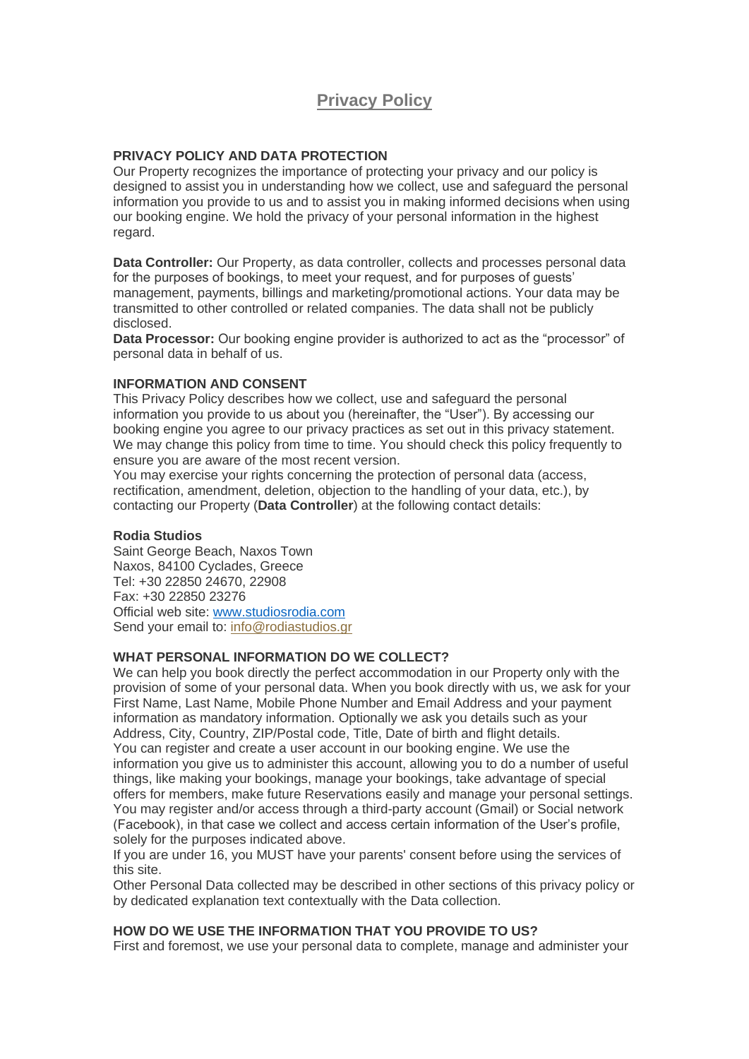# Privacy Policy

**PRIVACY POLICY AND DATA PROTECTION**
Our Property recognizes the importance of protecting your privacy and our policy is designed to assist you in understanding how we collect, use and safeguard the personal information you provide to us and to assist you in making informed decisions when using our booking engine. We hold the privacy of your personal information in the highest regard.

**Data Controller:** Our Property, as data controller, collects and processes personal data for the purposes of bookings, to meet your request, and for purposes of guests' management, payments, billings and marketing/promotional actions. Your data may be transmitted to other controlled or related companies. The data shall not be publicly disclosed.
**Data Processor:** Our booking engine provider is authorized to act as the "processor" of personal data in behalf of us.

**INFORMATION AND CONSENT**
This Privacy Policy describes how we collect, use and safeguard the personal information you provide to us about you (hereinafter, the "User"). By accessing our booking engine you agree to our privacy practices as set out in this privacy statement. We may change this policy from time to time. You should check this policy frequently to ensure you are aware of the most recent version.
You may exercise your rights concerning the protection of personal data (access, rectification, amendment, deletion, objection to the handling of your data, etc.), by contacting our Property (**Data Controller**) at the following contact details:

**Rodia Studios**
Saint George Beach, Naxos Town
Naxos, 84100 Cyclades, Greece
Tel: +30 22850 24670, 22908
Fax: +30 22850 23276
Official web site: www.studiosrodia.com
Send your email to: info@rodiastudios.gr

**WHAT PERSONAL INFORMATION DO WE COLLECT?**
We can help you book directly the perfect accommodation in our Property only with the provision of some of your personal data. When you book directly with us, we ask for your First Name, Last Name, Mobile Phone Number and Email Address and your payment information as mandatory information. Optionally we ask you details such as your Address, City, Country, ZIP/Postal code, Title, Date of birth and flight details.
You can register and create a user account in our booking engine. We use the information you give us to administer this account, allowing you to do a number of useful things, like making your bookings, manage your bookings, take advantage of special offers for members, make future Reservations easily and manage your personal settings. You may register and/or access through a third-party account (Gmail) or Social network (Facebook), in that case we collect and access certain information of the User's profile, solely for the purposes indicated above.
If you are under 16, you MUST have your parents' consent before using the services of this site.
Other Personal Data collected may be described in other sections of this privacy policy or by dedicated explanation text contextually with the Data collection.

**HOW DO WE USE THE INFORMATION THAT YOU PROVIDE TO US?**
First and foremost, we use your personal data to complete, manage and administer your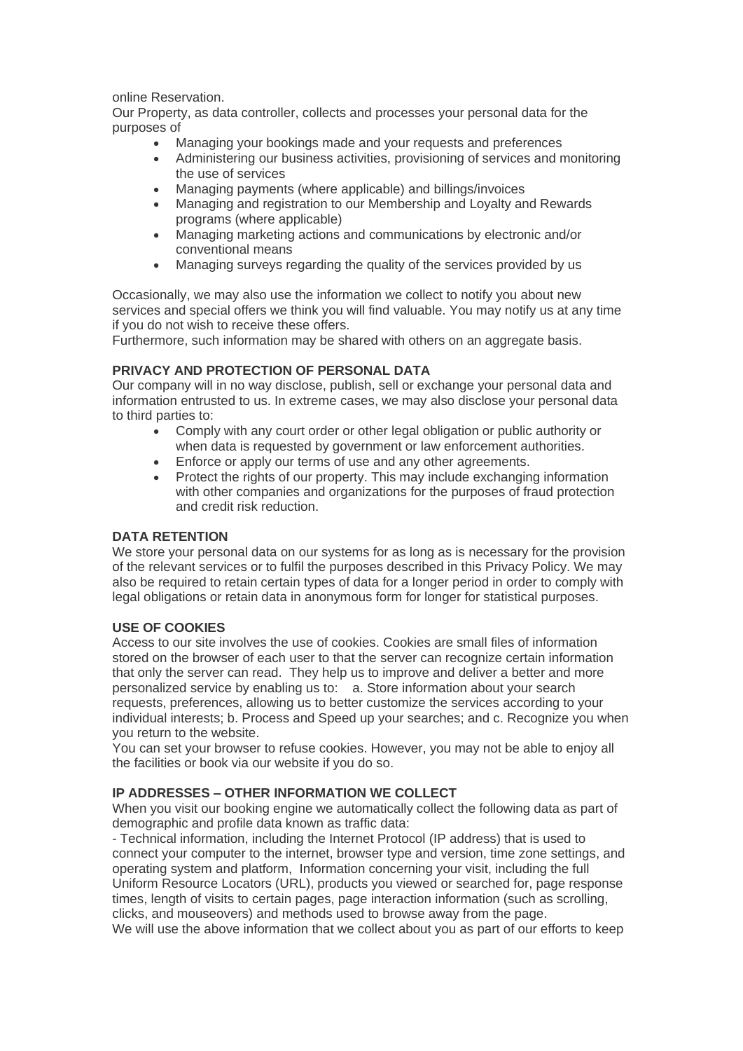online Reservation.
Our Property, as data controller, collects and processes your personal data for the purposes of

- Managing your bookings made and your requests and preferences
- Administering our business activities, provisioning of services and monitoring the use of services
- Managing payments (where applicable) and billings/invoices
- Managing and registration to our Membership and Loyalty and Rewards programs (where applicable)
- Managing marketing actions and communications by electronic and/or conventional means
- Managing surveys regarding the quality of the services provided by us

Occasionally, we may also use the information we collect to notify you about new services and special offers we think you will find valuable. You may notify us at any time if you do not wish to receive these offers.
Furthermore, such information may be shared with others on an aggregate basis.

**PRIVACY AND PROTECTION OF PERSONAL DATA**
Our company will in no way disclose, publish, sell or exchange your personal data and information entrusted to us. In extreme cases, we may also disclose your personal data to third parties to:

- Comply with any court order or other legal obligation or public authority or when data is requested by government or law enforcement authorities.
- Enforce or apply our terms of use and any other agreements.
- Protect the rights of our property. This may include exchanging information with other companies and organizations for the purposes of fraud protection and credit risk reduction.

**DATA RETENTION**
We store your personal data on our systems for as long as is necessary for the provision of the relevant services or to fulfil the purposes described in this Privacy Policy. We may also be required to retain certain types of data for a longer period in order to comply with legal obligations or retain data in anonymous form for longer for statistical purposes.

**USE OF COOKIES**
Access to our site involves the use of cookies. Cookies are small files of information stored on the browser of each user to that the server can recognize certain information that only the server can read. They help us to improve and deliver a better and more personalized service by enabling us to: a. Store information about your search requests, preferences, allowing us to better customize the services according to your individual interests; b. Process and Speed up your searches; and c. Recognize you when you return to the website.
You can set your browser to refuse cookies. However, you may not be able to enjoy all the facilities or book via our website if you do so.

**IP ADDRESSES – OTHER INFORMATION WE COLLECT**
When you visit our booking engine we automatically collect the following data as part of demographic and profile data known as traffic data:
- Technical information, including the Internet Protocol (IP address) that is used to connect your computer to the internet, browser type and version, time zone settings, and operating system and platform, Information concerning your visit, including the full Uniform Resource Locators (URL), products you viewed or searched for, page response times, length of visits to certain pages, page interaction information (such as scrolling, clicks, and mouseovers) and methods used to browse away from the page.
We will use the above information that we collect about you as part of our efforts to keep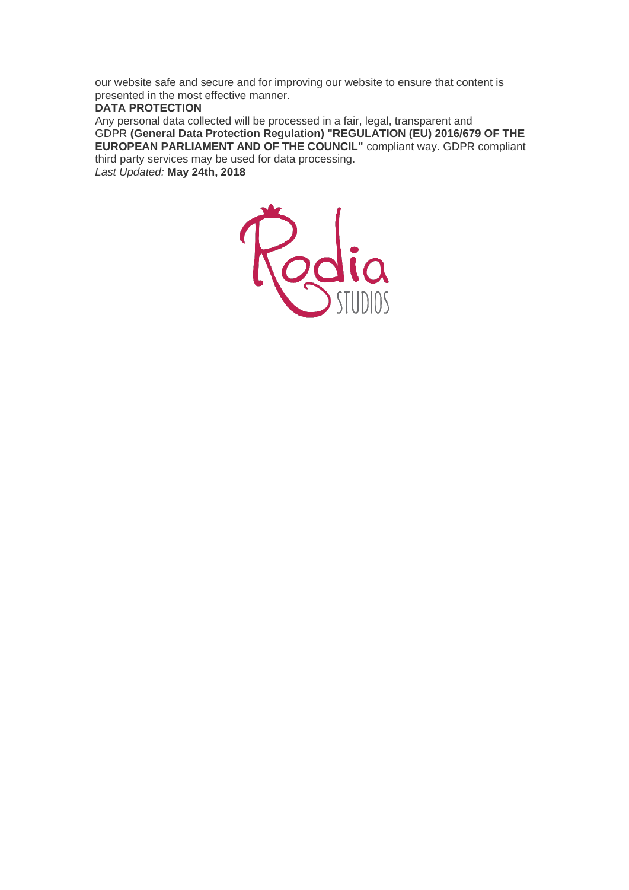our website safe and secure and for improving our website to ensure that content is presented in the most effective manner.

**DATA PROTECTION**

Any personal data collected will be processed in a fair, legal, transparent and GDPR **(General Data Protection Regulation) "REGULATION (EU) 2016/679 OF THE EUROPEAN PARLIAMENT AND OF THE COUNCIL"** compliant way. GDPR compliant third party services may be used for data processing.

*Last Updated:* **May 24th, 2018**